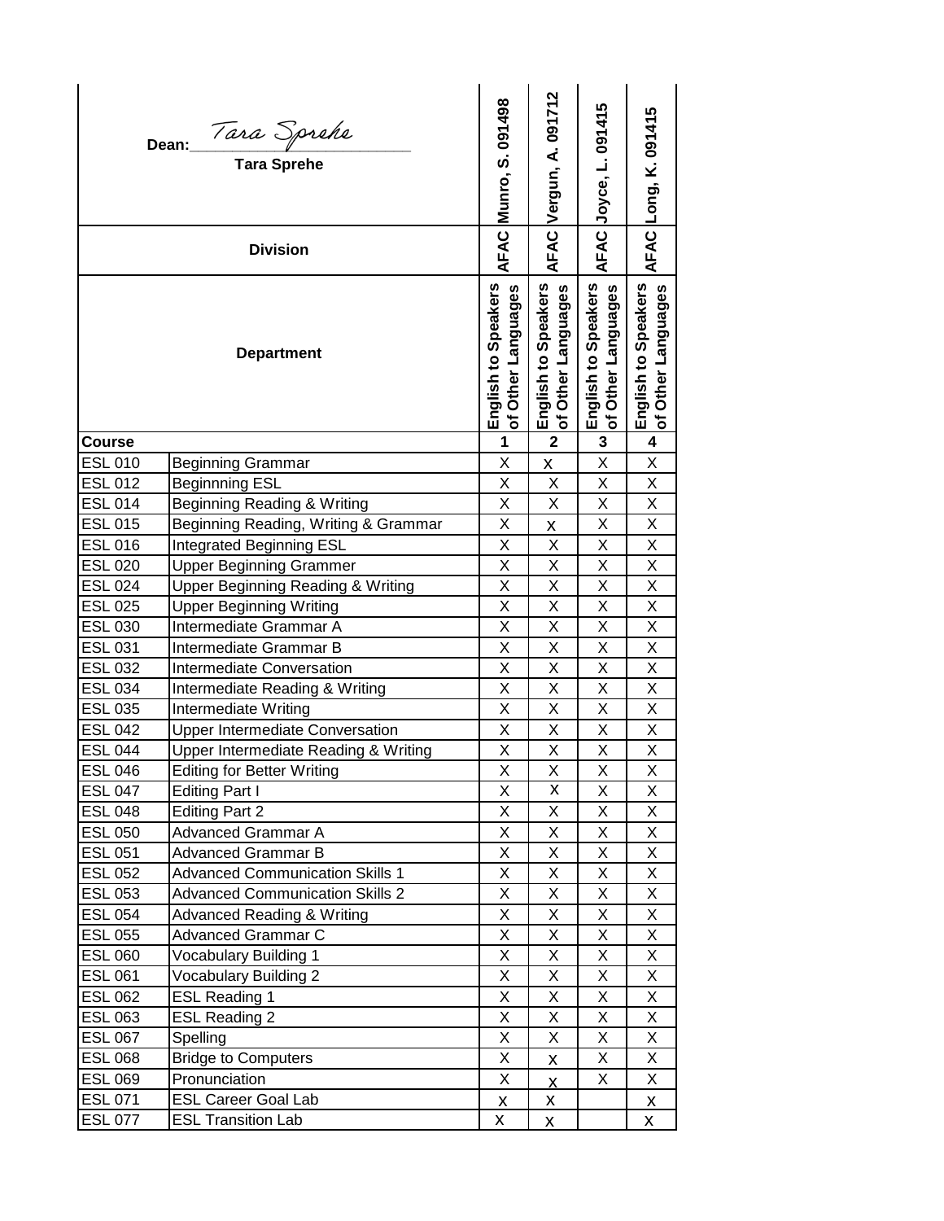| Dean: *Tara Sprehe* Tara Sprehe | | Munro, S. 091498 | Vergun, A. 091712 | Joyce, L. 091415 | Long, K. 091415 |
|---|---|---|---|---|---|
| Division | | AFAC | AFAC | AFAC | AFAC |
| Department | | English to Speakers of Other Languages | English to Speakers of Other Languages | English to Speakers of Other Languages | English to Speakers of Other Languages |
| **Course** | | **1** | **2** | **3** | **4** |
| ESL 010 | Beginning Grammar | X | x | X | X |
| ESL 012 | Beginnning ESL | X | X | X | X |
| ESL 014 | Beginning Reading & Writing | X | X | X | X |
| ESL 015 | Beginning Reading, Writing & Grammar | X | x | X | X |
| ESL 016 | Integrated Beginning ESL | X | X | X | X |
| ESL 020 | Upper Beginning Grammer | X | X | X | X |
| ESL 024 | Upper Beginning Reading & Writing | X | X | X | X |
| ESL 025 | Upper Beginning Writing | X | X | X | X |
| ESL 030 | Intermediate Grammar A | X | X | X | X |
| ESL 031 | Intermediate Grammar B | X | X | X | X |
| ESL 032 | Intermediate Conversation | X | X | X | X |
| ESL 034 | Intermediate Reading & Writing | X | X | X | X |
| ESL 035 | Intermediate Writing | X | X | X | X |
| ESL 042 | Upper Intermediate Conversation | X | X | X | X |
| ESL 044 | Upper Intermediate Reading & Writing | X | X | X | X |
| ESL 046 | Editing for Better Writing | X | X | X | X |
| ESL 047 | Editing Part I | X | X | X | X |
| ESL 048 | Editing Part 2 | X | X | X | X |
| ESL 050 | Advanced Grammar A | X | X | X | X |
| ESL 051 | Advanced Grammar B | X | X | X | X |
| ESL 052 | Advanced Communication Skills 1 | X | X | X | X |
| ESL 053 | Advanced Communication Skills 2 | X | X | X | X |
| ESL 054 | Advanced Reading & Writing | X | X | X | X |
| ESL 055 | Advanced Grammar C | X | X | X | X |
| ESL 060 | Vocabulary Building 1 | X | X | X | X |
| ESL 061 | Vocabulary Building 2 | X | X | X | X |
| ESL 062 | ESL Reading 1 | X | X | X | X |
| ESL 063 | ESL Reading 2 | X | X | X | X |
| ESL 067 | Spelling | X | X | X | X |
| ESL 068 | Bridge to Computers | X | x | X | X |
| ESL 069 | Pronunciation | X | x | X | X |
| ESL 071 | ESL Career Goal Lab | x | x | | x |
| ESL 077 | ESL Transition Lab | x | x | | x |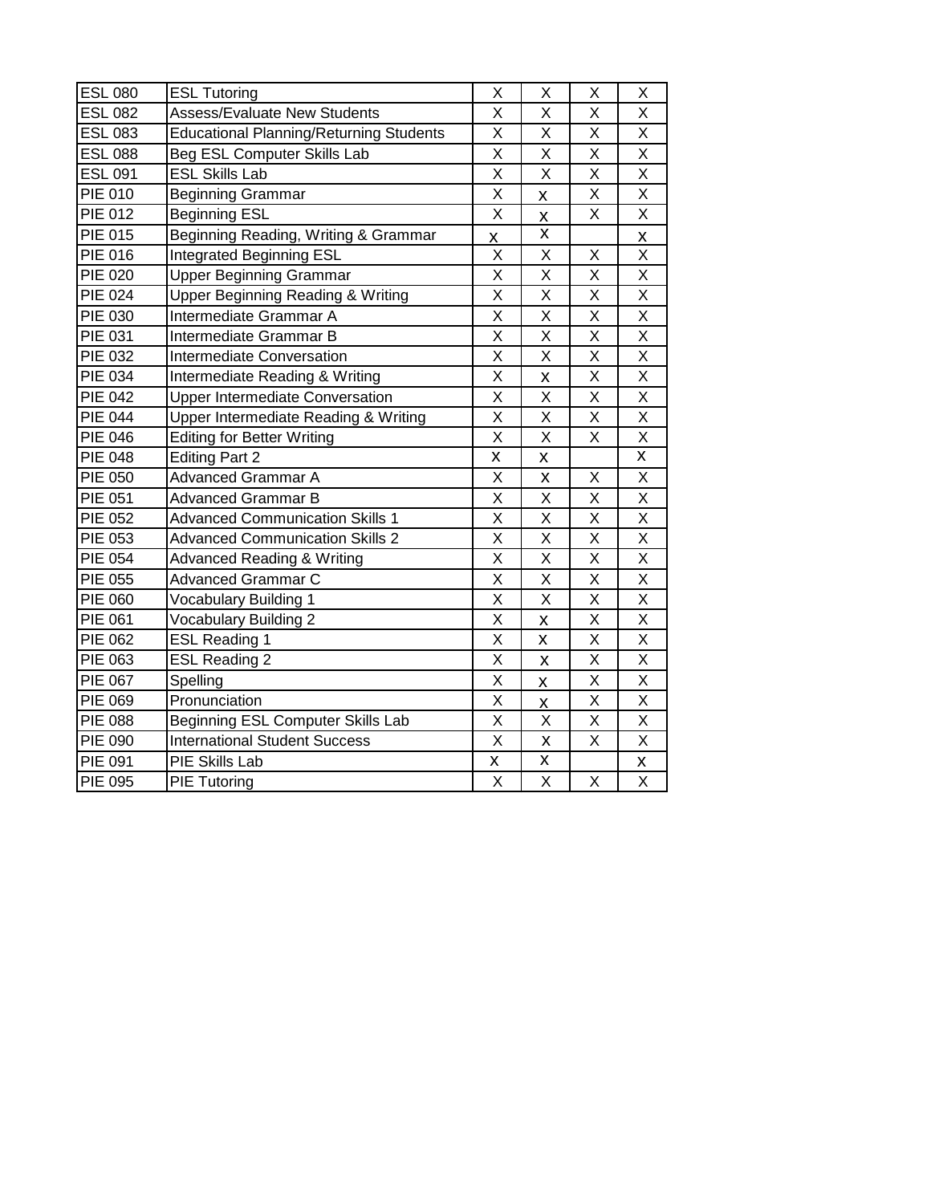| ESL 080 | ESL Tutoring | X | X | X | X |
|---|---|---|---|---|---|
| ESL 082 | Assess/Evaluate New Students | X | X | X | X |
| ESL 083 | Educational Planning/Returning Students | X | X | X | X |
| ESL 088 | Beg ESL Computer Skills Lab | X | X | X | X |
| ESL 091 | ESL Skills Lab | X | X | X | X |
| PIE 010 | Beginning Grammar | X | x | X | X |
| PIE 012 | Beginning ESL | X | x | X | X |
| PIE 015 | Beginning Reading, Writing & Grammar | x | x | | x |
| PIE 016 | Integrated Beginning ESL | X | X | X | X |
| PIE 020 | Upper Beginning Grammar | X | X | X | X |
| PIE 024 | Upper Beginning Reading & Writing | X | X | X | X |
| PIE 030 | Intermediate Grammar A | X | X | X | X |
| PIE 031 | Intermediate Grammar B | X | X | X | X |
| PIE 032 | Intermediate Conversation | X | X | X | X |
| PIE 034 | Intermediate Reading & Writing | X | x | X | X |
| PIE 042 | Upper Intermediate Conversation | X | X | X | X |
| PIE 044 | Upper Intermediate Reading & Writing | X | X | X | X |
| PIE 046 | Editing for Better Writing | X | X | X | X |
| PIE 048 | Editing Part 2 | x | x | | x |
| PIE 050 | Advanced Grammar A | X | x | X | X |
| PIE 051 | Advanced Grammar B | X | X | X | X |
| PIE 052 | Advanced Communication Skills 1 | X | X | X | X |
| PIE 053 | Advanced Communication Skills 2 | X | X | X | X |
| PIE 054 | Advanced Reading & Writing | X | X | X | X |
| PIE 055 | Advanced Grammar C | X | X | X | X |
| PIE 060 | Vocabulary Building 1 | X | X | X | X |
| PIE 061 | Vocabulary Building 2 | X | x | X | X |
| PIE 062 | ESL Reading 1 | X | x | X | X |
| PIE 063 | ESL Reading 2 | X | x | X | X |
| PIE 067 | Spelling | X | x | X | X |
| PIE 069 | Pronunciation | X | x | X | X |
| PIE 088 | Beginning ESL Computer Skills Lab | X | X | X | X |
| PIE 090 | International Student Success | X | x | X | X |
| PIE 091 | PIE Skills Lab | x | x | | x |
| PIE 095 | PIE Tutoring | X | X | X | X |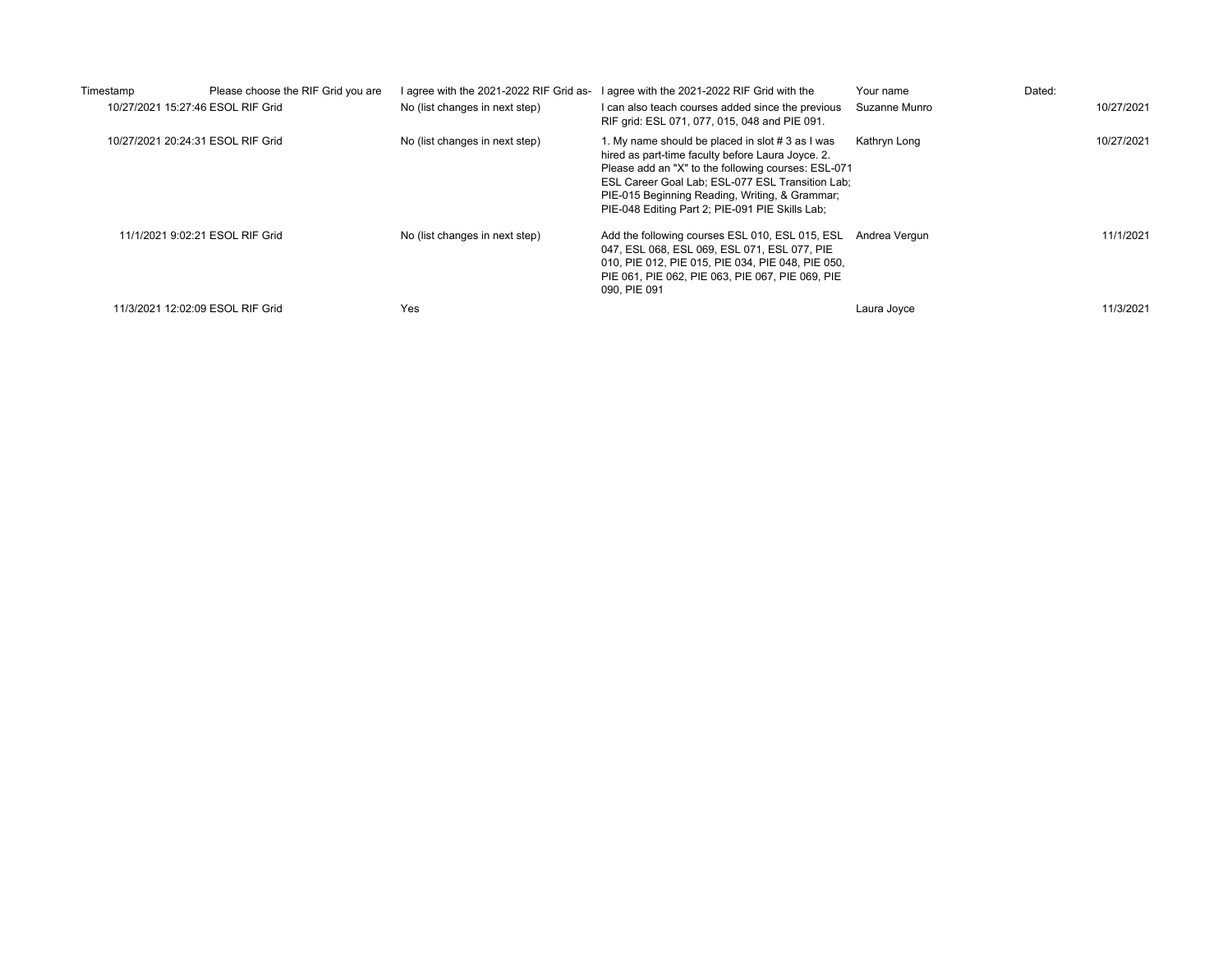| Timestamp | Please choose the RIF Grid you are | I agree with the 2021-2022 RIF Grid as- | I agree with the 2021-2022 RIF Grid with the | Your name | Dated: |
|---|---|---|---|---|---|
| 10/27/2021 15:27:46 | ESOL RIF Grid | No (list changes in next step) | I can also teach courses added since the previous RIF grid: ESL 071, 077, 015, 048 and PIE 091. | Suzanne Munro | 10/27/2021 |
| 10/27/2021 20:24:31 | ESOL RIF Grid | No (list changes in next step) | 1. My name should be placed in slot # 3 as I was hired as part-time faculty before Laura Joyce. 2. Please add an "X" to the following courses: ESL-071 ESL Career Goal Lab; ESL-077 ESL Transition Lab; PIE-015 Beginning Reading, Writing, & Grammar; PIE-048 Editing Part 2; PIE-091 PIE Skills Lab; | Kathryn Long | 10/27/2021 |
| 11/1/2021 9:02:21 | ESOL RIF Grid | No (list changes in next step) | Add the following courses ESL 010, ESL 015, ESL 047, ESL 068, ESL 069, ESL 071, ESL 077, PIE 010, PIE 012, PIE 015, PIE 034, PIE 048, PIE 050, PIE 061, PIE 062, PIE 063, PIE 067, PIE 069, PIE 090, PIE 091 | Andrea Vergun | 11/1/2021 |
| 11/3/2021 12:02:09 | ESOL RIF Grid | Yes | | Laura Joyce | 11/3/2021 |